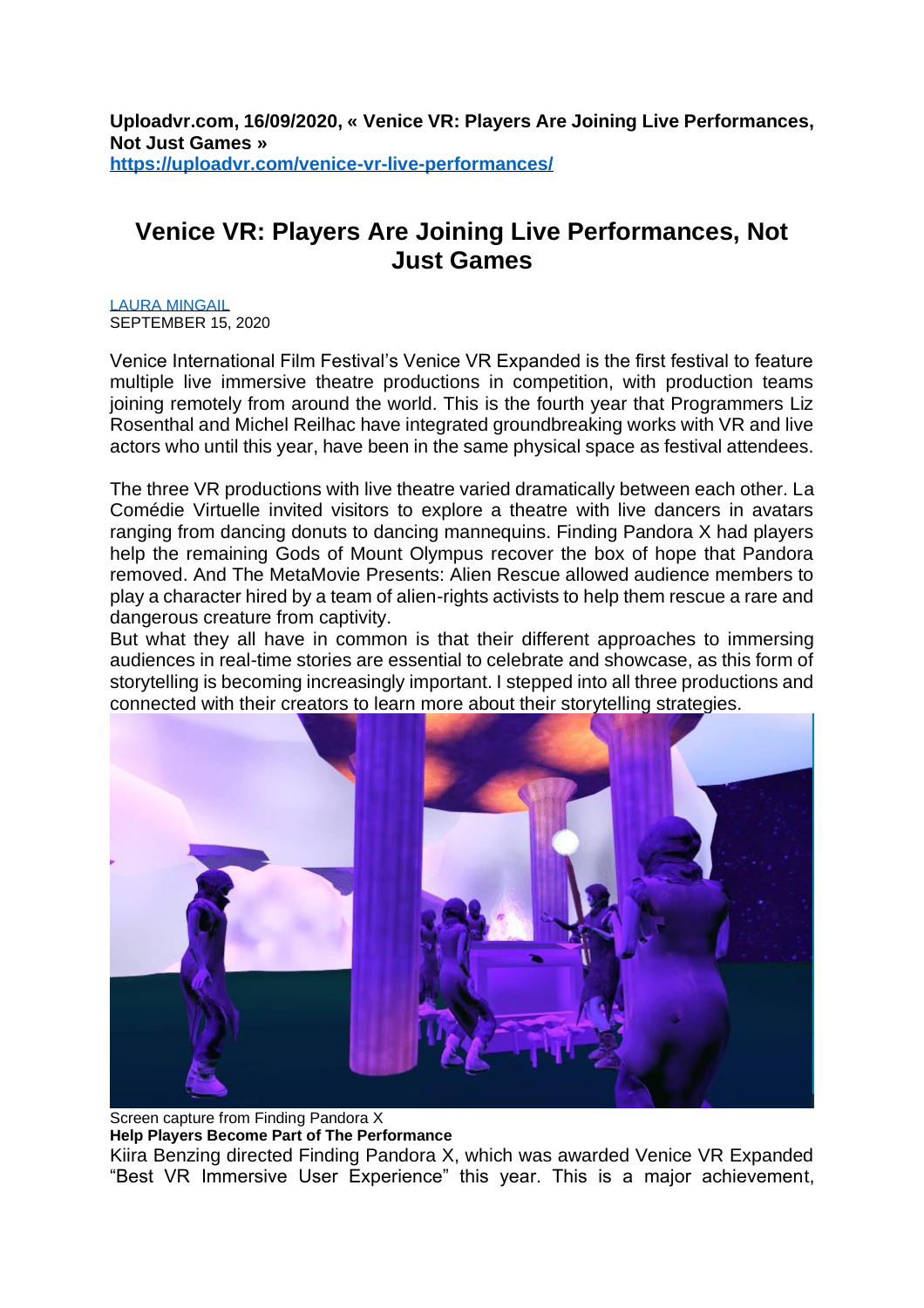**Uploadvr.com, 16/09/2020, « Venice VR: Players Are Joining Live Performances, Not Just Games »**
**https://uploadvr.com/venice-vr-live-performances/**

# Venice VR: Players Are Joining Live Performances, Not Just Games

LAURA MINGAIL
SEPTEMBER 15, 2020

Venice International Film Festival's Venice VR Expanded is the first festival to feature multiple live immersive theatre productions in competition, with production teams joining remotely from around the world. This is the fourth year that Programmers Liz Rosenthal and Michel Reilhac have integrated groundbreaking works with VR and live actors who until this year, have been in the same physical space as festival attendees.

The three VR productions with live theatre varied dramatically between each other. La Comédie Virtuelle invited visitors to explore a theatre with live dancers in avatars ranging from dancing donuts to dancing mannequins. Finding Pandora X had players help the remaining Gods of Mount Olympus recover the box of hope that Pandora removed. And The MetaMovie Presents: Alien Rescue allowed audience members to play a character hired by a team of alien-rights activists to help them rescue a rare and dangerous creature from captivity.

But what they all have in common is that their different approaches to immersing audiences in real-time stories are essential to celebrate and showcase, as this form of storytelling is becoming increasingly important. I stepped into all three productions and connected with their creators to learn more about their storytelling strategies.

Screen capture from Finding Pandora X

**Help Players Become Part of The Performance**

Kiira Benzing directed Finding Pandora X, which was awarded Venice VR Expanded "Best VR Immersive User Experience" this year. This is a major achievement,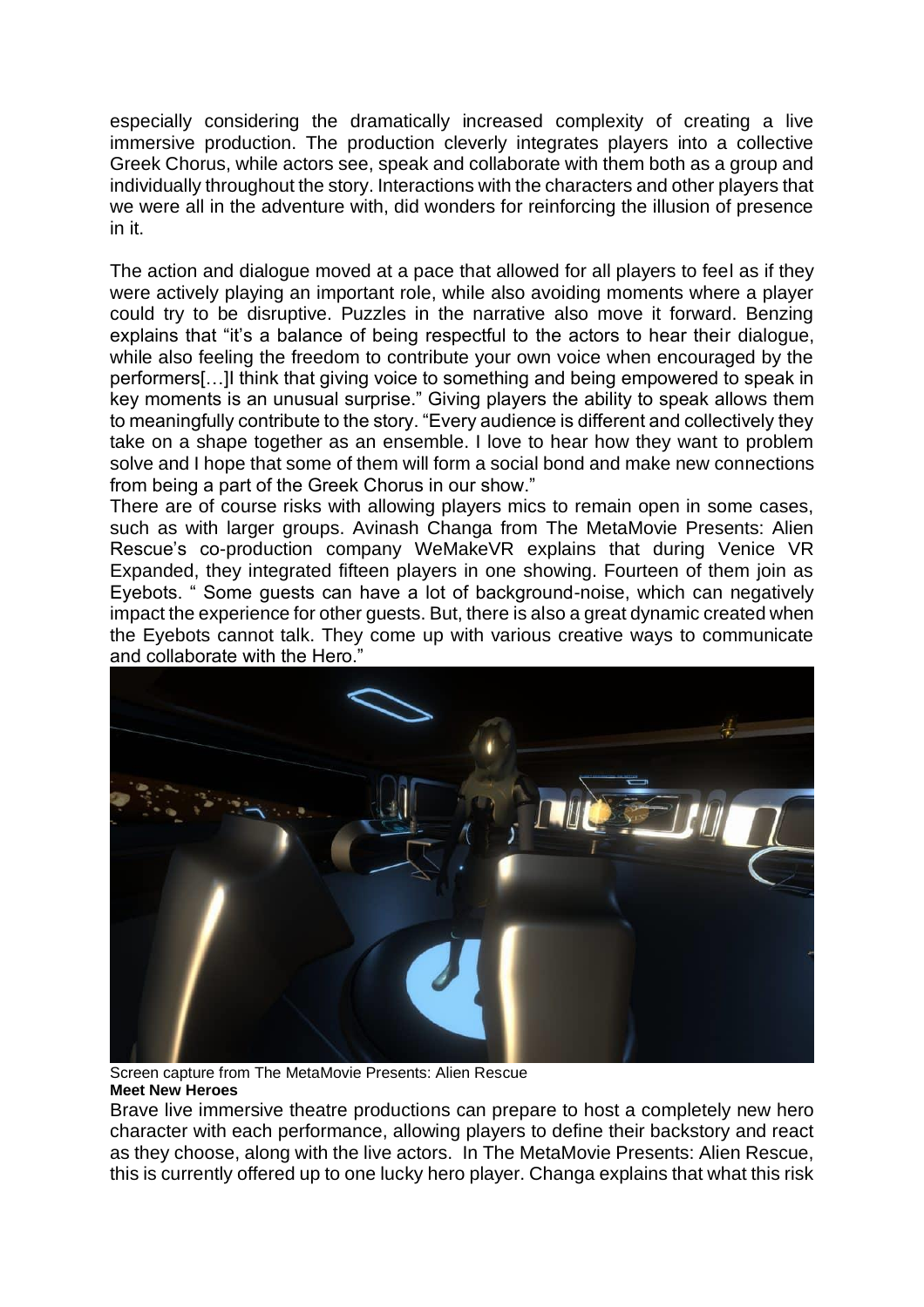especially considering the dramatically increased complexity of creating a live immersive production. The production cleverly integrates players into a collective Greek Chorus, while actors see, speak and collaborate with them both as a group and individually throughout the story. Interactions with the characters and other players that we were all in the adventure with, did wonders for reinforcing the illusion of presence in it.

The action and dialogue moved at a pace that allowed for all players to feel as if they were actively playing an important role, while also avoiding moments where a player could try to be disruptive. Puzzles in the narrative also move it forward. Benzing explains that "it's a balance of being respectful to the actors to hear their dialogue, while also feeling the freedom to contribute your own voice when encouraged by the performers[…]I think that giving voice to something and being empowered to speak in key moments is an unusual surprise." Giving players the ability to speak allows them to meaningfully contribute to the story. "Every audience is different and collectively they take on a shape together as an ensemble. I love to hear how they want to problem solve and I hope that some of them will form a social bond and make new connections from being a part of the Greek Chorus in our show."

There are of course risks with allowing players mics to remain open in some cases, such as with larger groups. Avinash Changa from The MetaMovie Presents: Alien Rescue's co-production company WeMakeVR explains that during Venice VR Expanded, they integrated fifteen players in one showing. Fourteen of them join as Eyebots. " Some guests can have a lot of background-noise, which can negatively impact the experience for other guests. But, there is also a great dynamic created when the Eyebots cannot talk. They come up with various creative ways to communicate and collaborate with the Hero."

Screen capture from The MetaMovie Presents: Alien Rescue

**Meet New Heroes**

Brave live immersive theatre productions can prepare to host a completely new hero character with each performance, allowing players to define their backstory and react as they choose, along with the live actors. In The MetaMovie Presents: Alien Rescue, this is currently offered up to one lucky hero player. Changa explains that what this risk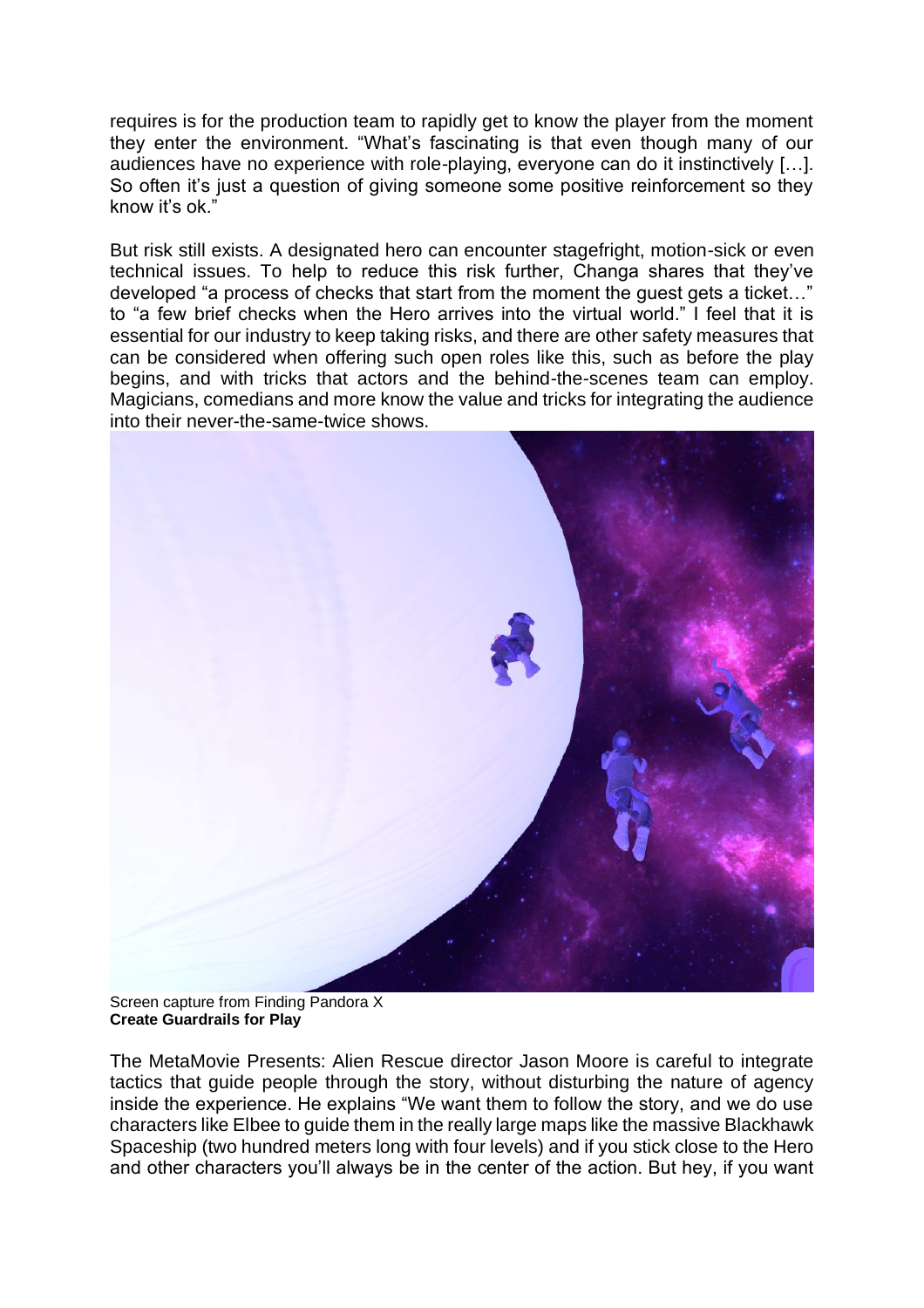requires is for the production team to rapidly get to know the player from the moment they enter the environment. "What's fascinating is that even though many of our audiences have no experience with role-playing, everyone can do it instinctively […]. So often it's just a question of giving someone some positive reinforcement so they know it's ok."

But risk still exists. A designated hero can encounter stagefright, motion-sick or even technical issues. To help to reduce this risk further, Changa shares that they've developed "a process of checks that start from the moment the guest gets a ticket…" to "a few brief checks when the Hero arrives into the virtual world." I feel that it is essential for our industry to keep taking risks, and there are other safety measures that can be considered when offering such open roles like this, such as before the play begins, and with tricks that actors and the behind-the-scenes team can employ. Magicians, comedians and more know the value and tricks for integrating the audience into their never-the-same-twice shows.

Screen capture from Finding Pandora X

**Create Guardrails for Play**

The MetaMovie Presents: Alien Rescue director Jason Moore is careful to integrate tactics that guide people through the story, without disturbing the nature of agency inside the experience. He explains "We want them to follow the story, and we do use characters like Elbee to guide them in the really large maps like the massive Blackhawk Spaceship (two hundred meters long with four levels) and if you stick close to the Hero and other characters you'll always be in the center of the action. But hey, if you want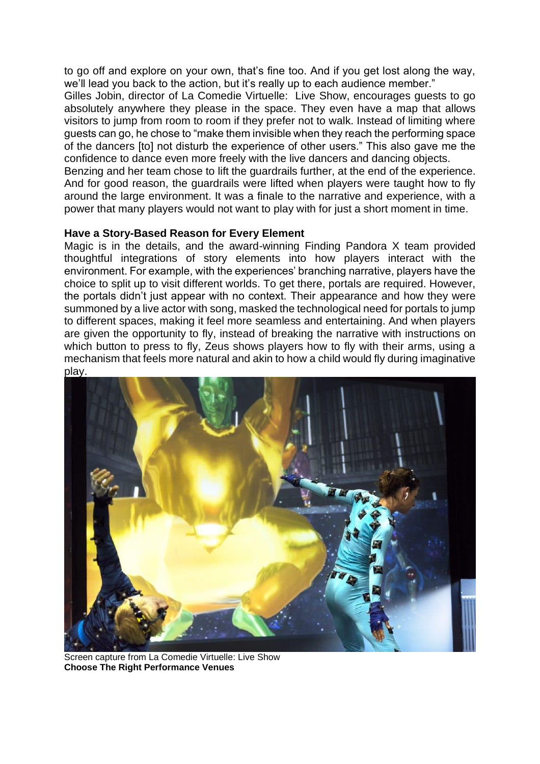to go off and explore on your own, that's fine too. And if you get lost along the way, we'll lead you back to the action, but it's really up to each audience member."

Gilles Jobin, director of La Comedie Virtuelle: Live Show, encourages guests to go absolutely anywhere they please in the space. They even have a map that allows visitors to jump from room to room if they prefer not to walk. Instead of limiting where guests can go, he chose to "make them invisible when they reach the performing space of the dancers [to] not disturb the experience of other users." This also gave me the confidence to dance even more freely with the live dancers and dancing objects.

Benzing and her team chose to lift the guardrails further, at the end of the experience. And for good reason, the guardrails were lifted when players were taught how to fly around the large environment. It was a finale to the narrative and experience, with a power that many players would not want to play with for just a short moment in time.

**Have a Story-Based Reason for Every Element**

Magic is in the details, and the award-winning Finding Pandora X team provided thoughtful integrations of story elements into how players interact with the environment. For example, with the experiences' branching narrative, players have the choice to split up to visit different worlds. To get there, portals are required. However, the portals didn't just appear with no context. Their appearance and how they were summoned by a live actor with song, masked the technological need for portals to jump to different spaces, making it feel more seamless and entertaining. And when players are given the opportunity to fly, instead of breaking the narrative with instructions on which button to press to fly, Zeus shows players how to fly with their arms, using a mechanism that feels more natural and akin to how a child would fly during imaginative play.

Screen capture from La Comedie Virtuelle: Live Show

**Choose The Right Performance Venues**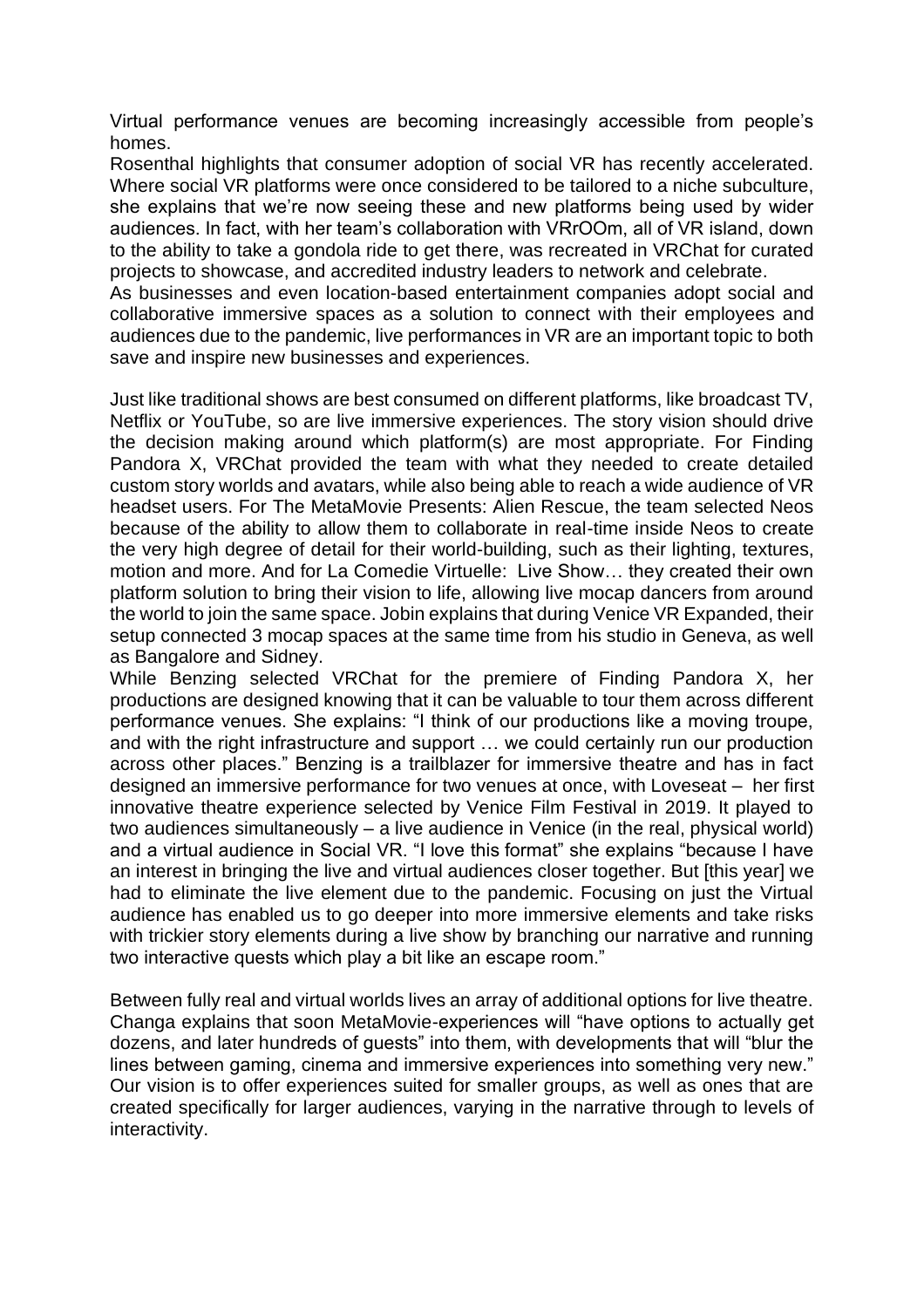Virtual performance venues are becoming increasingly accessible from people's homes.

Rosenthal highlights that consumer adoption of social VR has recently accelerated. Where social VR platforms were once considered to be tailored to a niche subculture, she explains that we're now seeing these and new platforms being used by wider audiences. In fact, with her team's collaboration with VRrOOm, all of VR island, down to the ability to take a gondola ride to get there, was recreated in VRChat for curated projects to showcase, and accredited industry leaders to network and celebrate.

As businesses and even location-based entertainment companies adopt social and collaborative immersive spaces as a solution to connect with their employees and audiences due to the pandemic, live performances in VR are an important topic to both save and inspire new businesses and experiences.

Just like traditional shows are best consumed on different platforms, like broadcast TV, Netflix or YouTube, so are live immersive experiences. The story vision should drive the decision making around which platform(s) are most appropriate. For Finding Pandora X, VRChat provided the team with what they needed to create detailed custom story worlds and avatars, while also being able to reach a wide audience of VR headset users. For The MetaMovie Presents: Alien Rescue, the team selected Neos because of the ability to allow them to collaborate in real-time inside Neos to create the very high degree of detail for their world-building, such as their lighting, textures, motion and more. And for La Comedie Virtuelle: Live Show… they created their own platform solution to bring their vision to life, allowing live mocap dancers from around the world to join the same space. Jobin explains that during Venice VR Expanded, their setup connected 3 mocap spaces at the same time from his studio in Geneva, as well as Bangalore and Sidney.

While Benzing selected VRChat for the premiere of Finding Pandora X, her productions are designed knowing that it can be valuable to tour them across different performance venues. She explains: "I think of our productions like a moving troupe, and with the right infrastructure and support … we could certainly run our production across other places." Benzing is a trailblazer for immersive theatre and has in fact designed an immersive performance for two venues at once, with Loveseat – her first innovative theatre experience selected by Venice Film Festival in 2019. It played to two audiences simultaneously – a live audience in Venice (in the real, physical world) and a virtual audience in Social VR. "I love this format" she explains "because I have an interest in bringing the live and virtual audiences closer together. But [this year] we had to eliminate the live element due to the pandemic. Focusing on just the Virtual audience has enabled us to go deeper into more immersive elements and take risks with trickier story elements during a live show by branching our narrative and running two interactive quests which play a bit like an escape room."

Between fully real and virtual worlds lives an array of additional options for live theatre. Changa explains that soon MetaMovie-experiences will "have options to actually get dozens, and later hundreds of guests" into them, with developments that will "blur the lines between gaming, cinema and immersive experiences into something very new." Our vision is to offer experiences suited for smaller groups, as well as ones that are created specifically for larger audiences, varying in the narrative through to levels of interactivity.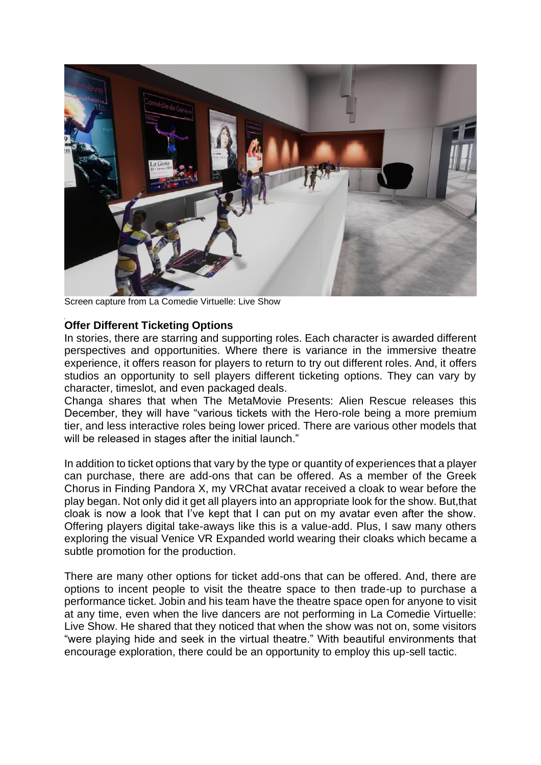Screen capture from La Comedie Virtuelle: Live Show

**Offer Different Ticketing Options**

In stories, there are starring and supporting roles. Each character is awarded different perspectives and opportunities. Where there is variance in the immersive theatre experience, it offers reason for players to return to try out different roles. And, it offers studios an opportunity to sell players different ticketing options. They can vary by character, timeslot, and even packaged deals.

Changa shares that when The MetaMovie Presents: Alien Rescue releases this December, they will have "various tickets with the Hero-role being a more premium tier, and less interactive roles being lower priced. There are various other models that will be released in stages after the initial launch."

In addition to ticket options that vary by the type or quantity of experiences that a player can purchase, there are add-ons that can be offered. As a member of the Greek Chorus in Finding Pandora X, my VRChat avatar received a cloak to wear before the play began. Not only did it get all players into an appropriate look for the show. But,that cloak is now a look that I've kept that I can put on my avatar even after the show. Offering players digital take-aways like this is a value-add. Plus, I saw many others exploring the visual Venice VR Expanded world wearing their cloaks which became a subtle promotion for the production.

There are many other options for ticket add-ons that can be offered. And, there are options to incent people to visit the theatre space to then trade-up to purchase a performance ticket. Jobin and his team have the theatre space open for anyone to visit at any time, even when the live dancers are not performing in La Comedie Virtuelle: Live Show. He shared that they noticed that when the show was not on, some visitors "were playing hide and seek in the virtual theatre." With beautiful environments that encourage exploration, there could be an opportunity to employ this up-sell tactic.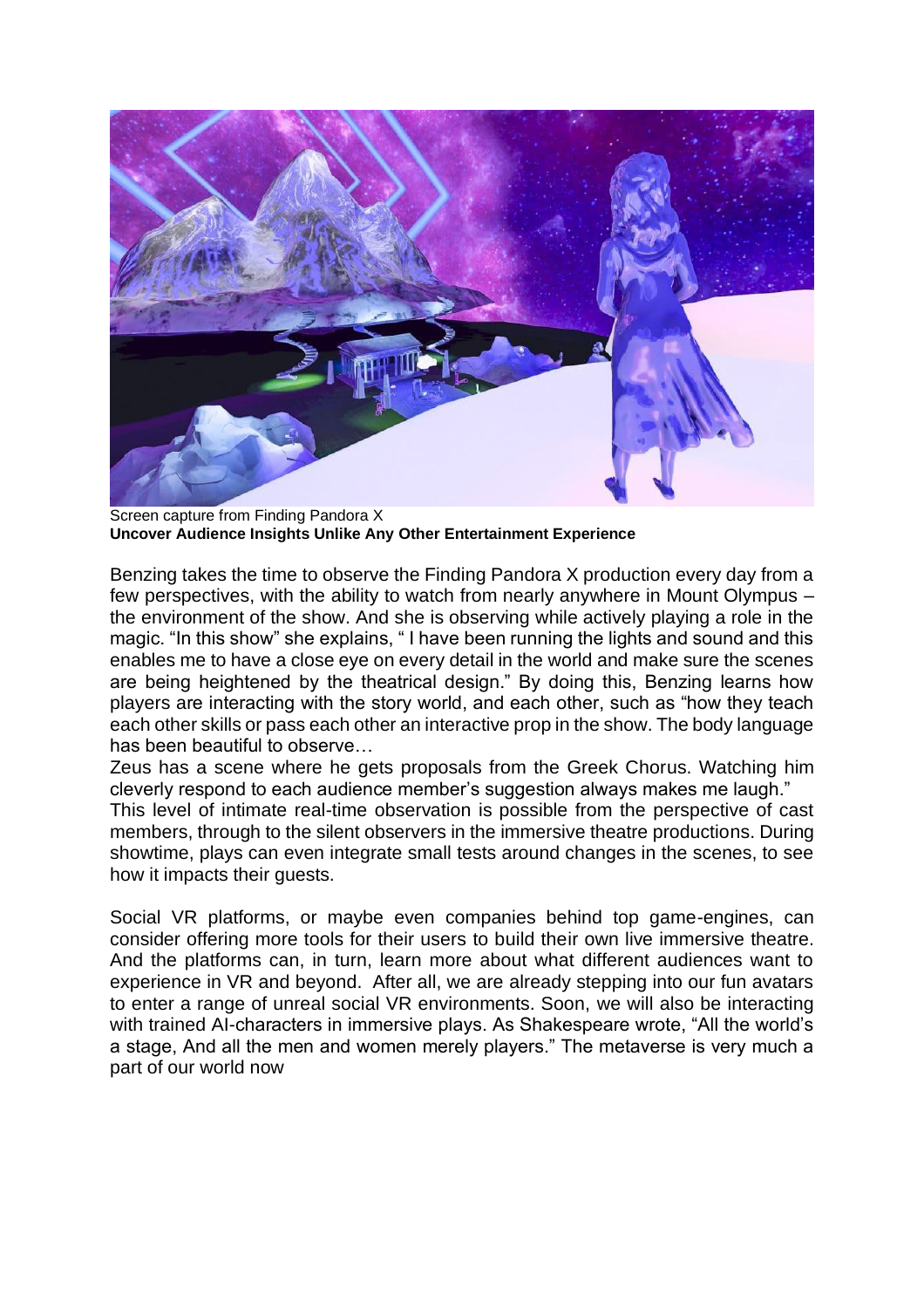Screen capture from Finding Pandora X

**Uncover Audience Insights Unlike Any Other Entertainment Experience**

Benzing takes the time to observe the Finding Pandora X production every day from a few perspectives, with the ability to watch from nearly anywhere in Mount Olympus – the environment of the show. And she is observing while actively playing a role in the magic. "In this show" she explains, " I have been running the lights and sound and this enables me to have a close eye on every detail in the world and make sure the scenes are being heightened by the theatrical design." By doing this, Benzing learns how players are interacting with the story world, and each other, such as "how they teach each other skills or pass each other an interactive prop in the show. The body language has been beautiful to observe…

Zeus has a scene where he gets proposals from the Greek Chorus. Watching him cleverly respond to each audience member's suggestion always makes me laugh."

This level of intimate real-time observation is possible from the perspective of cast members, through to the silent observers in the immersive theatre productions. During showtime, plays can even integrate small tests around changes in the scenes, to see how it impacts their guests.

Social VR platforms, or maybe even companies behind top game-engines, can consider offering more tools for their users to build their own live immersive theatre. And the platforms can, in turn, learn more about what different audiences want to experience in VR and beyond. After all, we are already stepping into our fun avatars to enter a range of unreal social VR environments. Soon, we will also be interacting with trained AI-characters in immersive plays. As Shakespeare wrote, "All the world's a stage, And all the men and women merely players." The metaverse is very much a part of our world now